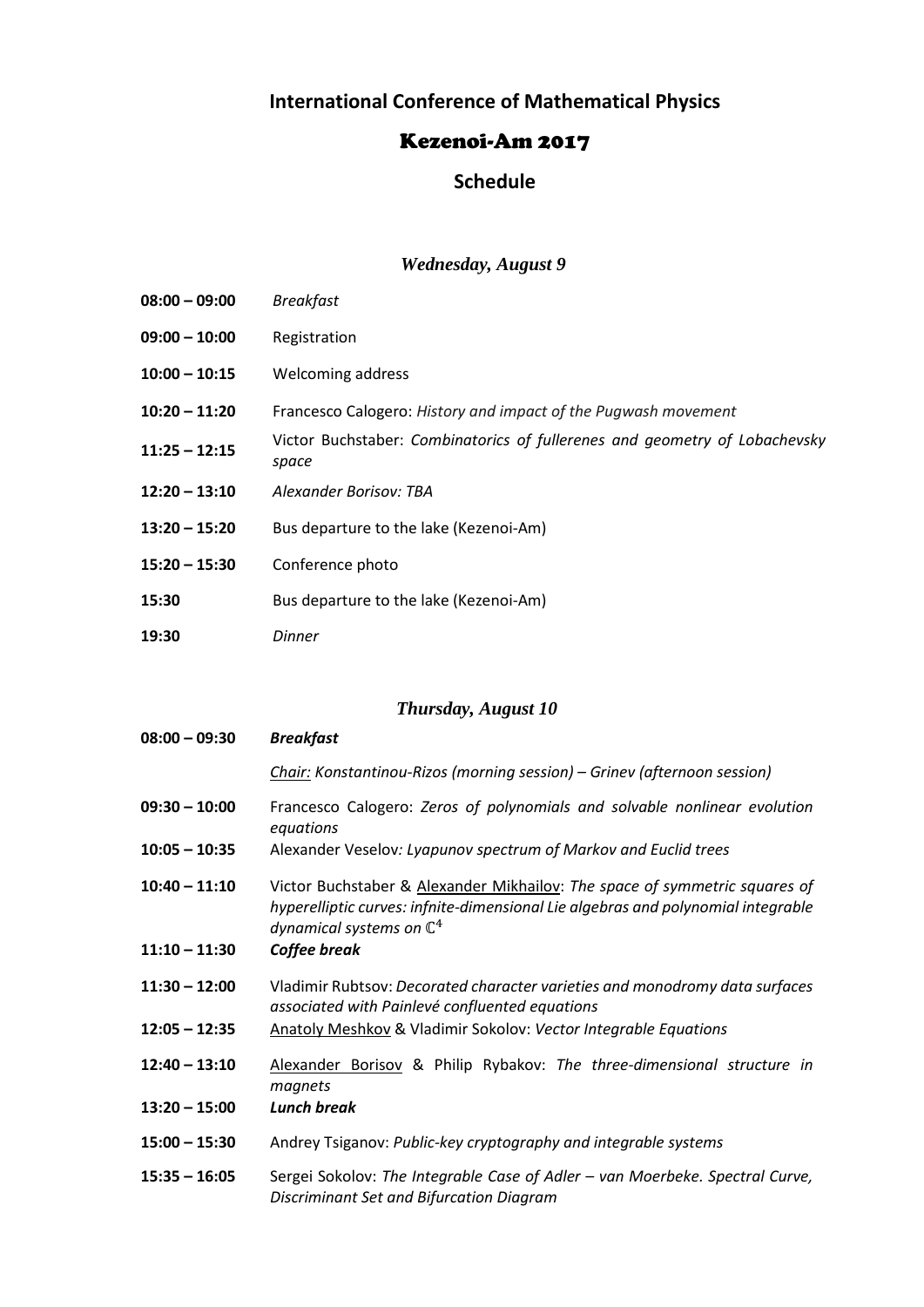# International Conference of Mathematical Physics

## Kezenoi-Am 2017

## Schedule

### *Wednesday, August 9*

| | |
|---|---|
| **08:00 – 09:00** | *Breakfast* |
| **09:00 – 10:00** | Registration |
| **10:00 – 10:15** | Welcoming address |
| **10:20 – 11:20** | Francesco Calogero: *History and impact of the Pugwash movement* |
| **11:25 – 12:15** | Victor Buchstaber: *Combinatorics of fullerenes and geometry of Lobachevsky space* |
| **12:20 – 13:10** | *Alexander Borisov: TBA* |
| **13:20 – 15:20** | Bus departure to the lake (Kezenoi-Am) |
| **15:20 – 15:30** | Conference photo |
| **15:30** | Bus departure to the lake (Kezenoi-Am) |
| **19:30** | *Dinner* |

### *Thursday, August 10*

| | |
|---|---|
| **08:00 – 09:30** | ***Breakfast*** |
| | *Chair: Konstantinou-Rizos (morning session) – Grinev (afternoon session)* |
| **09:30 – 10:00** | Francesco Calogero: *Zeros of polynomials and solvable nonlinear evolution equations* |
| **10:05 – 10:35** | Alexander Veselov*: Lyapunov spectrum of Markov and Euclid trees* |
| **10:40 – 11:10** | Victor Buchstaber & Alexander Mikhailov: *The space of symmetric squares of hyperelliptic curves: infnite-dimensional Lie algebras and polynomial integrable dynamical systems on* $\mathbb{C}^4$ |
| **11:10 – 11:30** | ***Coffee break*** |
| **11:30 – 12:00** | Vladimir Rubtsov: *Decorated character varieties and monodromy data surfaces associated with Painlevé confluented equations* |
| **12:05 – 12:35** | Anatoly Meshkov & Vladimir Sokolov: *Vector Integrable Equations* |
| **12:40 – 13:10** | Alexander Borisov & Philip Rybakov: *The three-dimensional structure in magnets* |
| **13:20 – 15:00** | ***Lunch break*** |
| **15:00 – 15:30** | Andrey Tsiganov: *Public-key cryptography and integrable systems* |
| **15:35 – 16:05** | Sergei Sokolov: *The Integrable Case of Adler – van Moerbeke. Spectral Curve, Discriminant Set and Bifurcation Diagram* |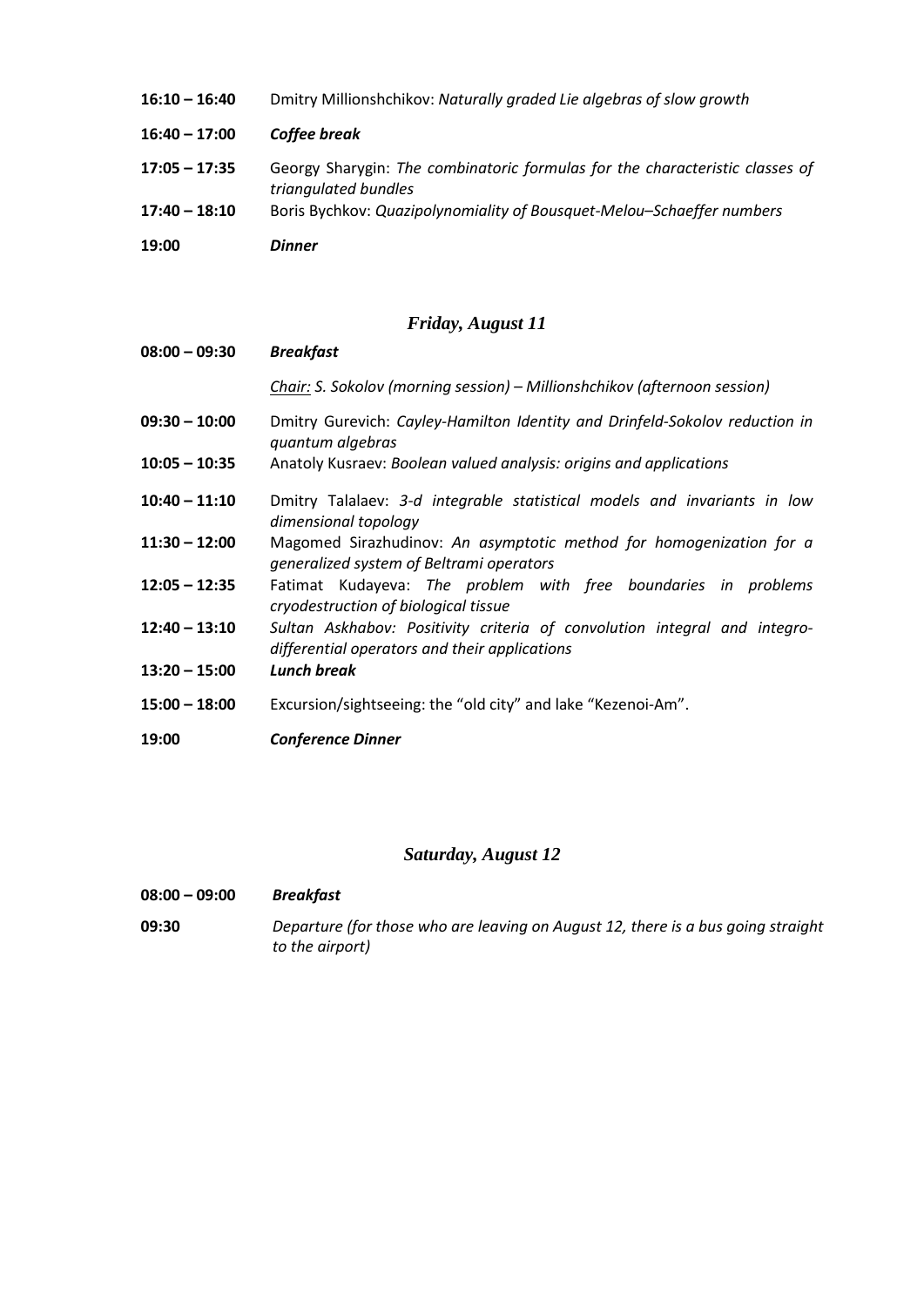| | |
|---|---|
| **16:10 – 16:40** | Dmitry Millionshchikov: *Naturally graded Lie algebras of slow growth* |
| **16:40 – 17:00** | ***Coffee break*** |
| **17:05 – 17:35** | Georgy Sharygin: *The combinatoric formulas for the characteristic classes of triangulated bundles* |
| **17:40 – 18:10** | Boris Bychkov: *Quazipolynomiality of Bousquet-Melou–Schaeffer numbers* |
| **19:00** | ***Dinner*** |

## *Friday, August 11*

| | |
|---|---|
| **08:00 – 09:30** | ***Breakfast*** |
| | *Chair: S. Sokolov (morning session) – Millionshchikov (afternoon session)* |
| **09:30 – 10:00** | Dmitry Gurevich: *Cayley-Hamilton Identity and Drinfeld-Sokolov reduction in quantum algebras* |
| **10:05 – 10:35** | Anatoly Kusraev: *Boolean valued analysis: origins and applications* |
| **10:40 – 11:10** | Dmitry Talalaev: *3-d integrable statistical models and invariants in low dimensional topology* |
| **11:30 – 12:00** | Magomed Sirazhudinov: *An asymptotic method for homogenization for a generalized system of Beltrami operators* |
| **12:05 – 12:35** | Fatimat Kudayeva: *The problem with free boundaries in problems cryodestruction of biological tissue* |
| **12:40 – 13:10** | *Sultan Askhabov: Positivity criteria of convolution integral and integro-differential operators and their applications* |
| **13:20 – 15:00** | ***Lunch break*** |
| **15:00 – 18:00** | Excursion/sightseeing: the "old city" and lake "Kezenoi-Am". |
| **19:00** | ***Conference Dinner*** |

## *Saturday, August 12*

| | |
|---|---|
| **08:00 – 09:00** | ***Breakfast*** |
| **09:30** | *Departure (for those who are leaving on August 12, there is a bus going straight to the airport)* |